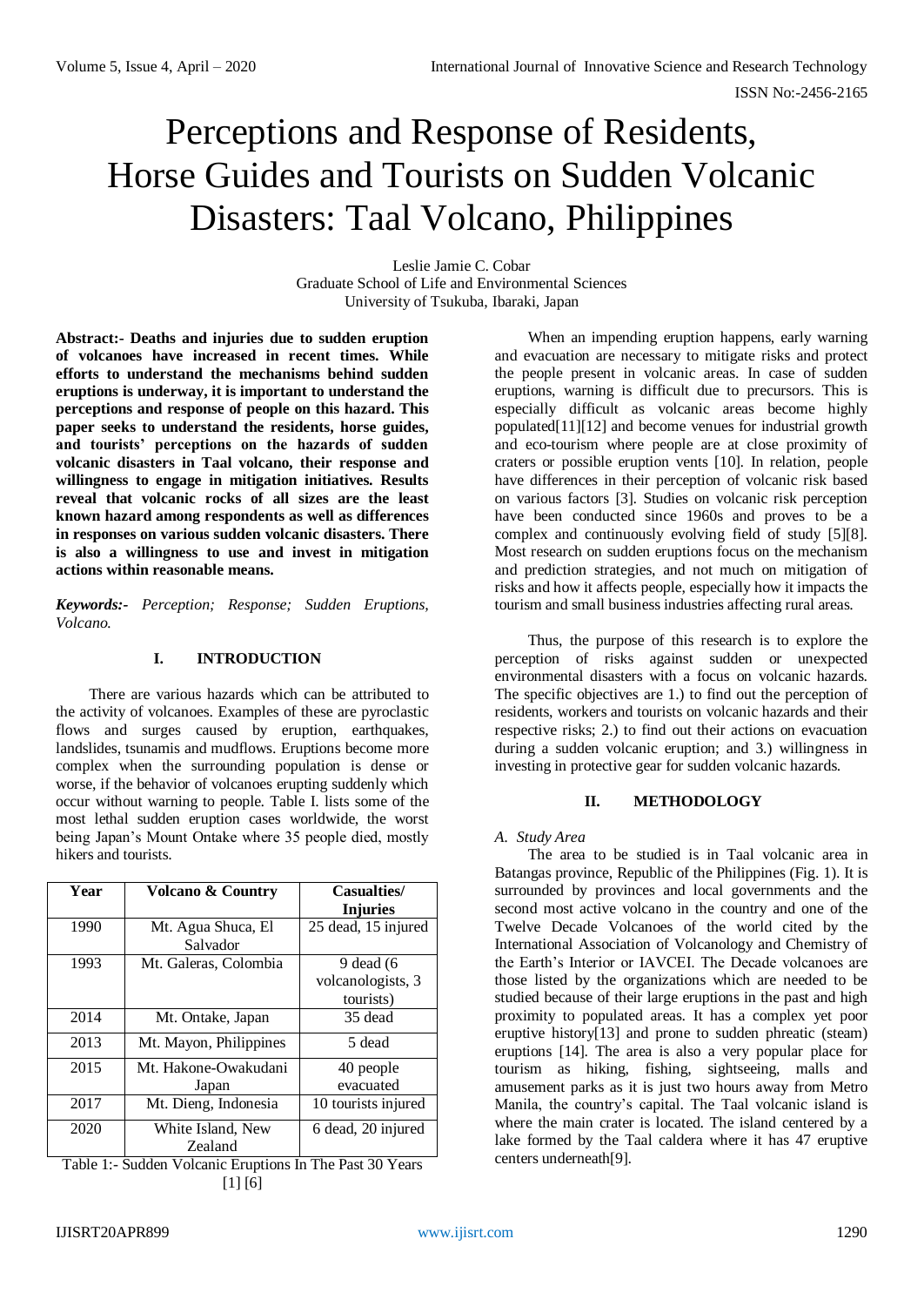# Perceptions and Response of Residents, Horse Guides and Tourists on Sudden Volcanic Disasters: Taal Volcano, Philippines

Leslie Jamie C. Cobar
Graduate School of Life and Environmental Sciences
University of Tsukuba, Ibaraki, Japan

**Abstract:- Deaths and injuries due to sudden eruption of volcanoes have increased in recent times. While efforts to understand the mechanisms behind sudden eruptions is underway, it is important to understand the perceptions and response of people on this hazard. This paper seeks to understand the residents, horse guides, and tourists' perceptions on the hazards of sudden volcanic disasters in Taal volcano, their response and willingness to engage in mitigation initiatives. Results reveal that volcanic rocks of all sizes are the least known hazard among respondents as well as differences in responses on various sudden volcanic disasters. There is also a willingness to use and invest in mitigation actions within reasonable means.**

***Keywords:-*** *Perception; Response; Sudden Eruptions, Volcano.*

## I. INTRODUCTION

There are various hazards which can be attributed to the activity of volcanoes. Examples of these are pyroclastic flows and surges caused by eruption, earthquakes, landslides, tsunamis and mudflows. Eruptions become more complex when the surrounding population is dense or worse, if the behavior of volcanoes erupting suddenly which occur without warning to people. Table I. lists some of the most lethal sudden eruption cases worldwide, the worst being Japan's Mount Ontake where 35 people died, mostly hikers and tourists.

| Year | Volcano & Country | Casualties/ Injuries |
|---|---|---|
| 1990 | Mt. Agua Shuca, El Salvador | 25 dead, 15 injured |
| 1993 | Mt. Galeras, Colombia | 9 dead (6 volcanologists, 3 tourists) |
| 2014 | Mt. Ontake, Japan | 35 dead |
| 2013 | Mt. Mayon, Philippines | 5 dead |
| 2015 | Mt. Hakone-Owakudani Japan | 40 people evacuated |
| 2017 | Mt. Dieng, Indonesia | 10 tourists injured |
| 2020 | White Island, New Zealand | 6 dead, 20 injured |

Table 1:- Sudden Volcanic Eruptions In The Past 30 Years [1] [6]

When an impending eruption happens, early warning and evacuation are necessary to mitigate risks and protect the people present in volcanic areas. In case of sudden eruptions, warning is difficult due to precursors. This is especially difficult as volcanic areas become highly populated[11][12] and become venues for industrial growth and eco-tourism where people are at close proximity of craters or possible eruption vents [10]. In relation, people have differences in their perception of volcanic risk based on various factors [3]. Studies on volcanic risk perception have been conducted since 1960s and proves to be a complex and continuously evolving field of study [5][8]. Most research on sudden eruptions focus on the mechanism and prediction strategies, and not much on mitigation of risks and how it affects people, especially how it impacts the tourism and small business industries affecting rural areas.

Thus, the purpose of this research is to explore the perception of risks against sudden or unexpected environmental disasters with a focus on volcanic hazards. The specific objectives are 1.) to find out the perception of residents, workers and tourists on volcanic hazards and their respective risks; 2.) to find out their actions on evacuation during a sudden volcanic eruption; and 3.) willingness in investing in protective gear for sudden volcanic hazards.

## II. METHODOLOGY

### *A. Study Area*

The area to be studied is in Taal volcanic area in Batangas province, Republic of the Philippines (Fig. 1). It is surrounded by provinces and local governments and the second most active volcano in the country and one of the Twelve Decade Volcanoes of the world cited by the International Association of Volcanology and Chemistry of the Earth's Interior or IAVCEI. The Decade volcanoes are those listed by the organizations which are needed to be studied because of their large eruptions in the past and high proximity to populated areas. It has a complex yet poor eruptive history[13] and prone to sudden phreatic (steam) eruptions [14]. The area is also a very popular place for tourism as hiking, fishing, sightseeing, malls and amusement parks as it is just two hours away from Metro Manila, the country's capital. The Taal volcanic island is where the main crater is located. The island centered by a lake formed by the Taal caldera where it has 47 eruptive centers underneath[9].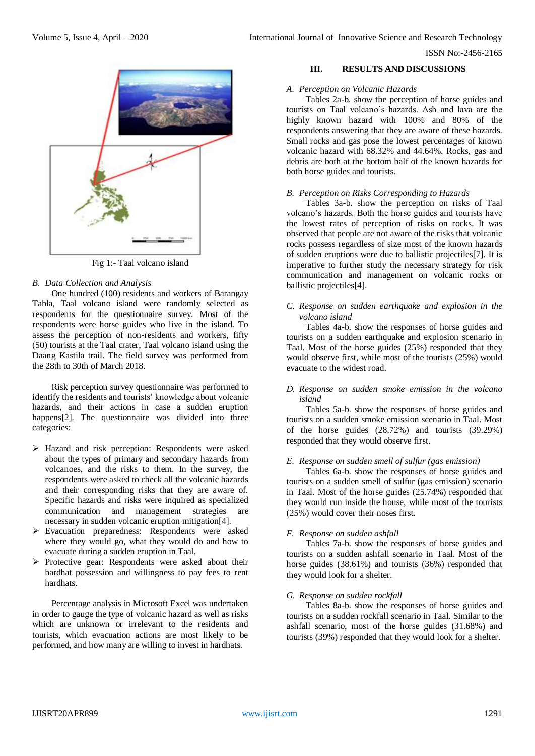Fig 1:- Taal volcano island

### B. Data Collection and Analysis

One hundred (100) residents and workers of Barangay Tabla, Taal volcano island were randomly selected as respondents for the questionnaire survey. Most of the respondents were horse guides who live in the island. To assess the perception of non-residents and workers, fifty (50) tourists at the Taal crater, Taal volcano island using the Daang Kastila trail. The field survey was performed from the 28th to 30th of March 2018.

Risk perception survey questionnaire was performed to identify the residents and tourists' knowledge about volcanic hazards, and their actions in case a sudden eruption happens[2]. The questionnaire was divided into three categories:

- Hazard and risk perception: Respondents were asked about the types of primary and secondary hazards from volcanoes, and the risks to them. In the survey, the respondents were asked to check all the volcanic hazards and their corresponding risks that they are aware of. Specific hazards and risks were inquired as specialized communication and management strategies are necessary in sudden volcanic eruption mitigation[4].
- Evacuation preparedness: Respondents were asked where they would go, what they would do and how to evacuate during a sudden eruption in Taal.
- Protective gear: Respondents were asked about their hardhat possession and willingness to pay fees to rent hardhats.

Percentage analysis in Microsoft Excel was undertaken in order to gauge the type of volcanic hazard as well as risks which are unknown or irrelevant to the residents and tourists, which evacuation actions are most likely to be performed, and how many are willing to invest in hardhats.

## III. RESULTS AND DISCUSSIONS

### A. Perception on Volcanic Hazards

Tables 2a-b. show the perception of horse guides and tourists on Taal volcano's hazards. Ash and lava are the highly known hazard with 100% and 80% of the respondents answering that they are aware of these hazards. Small rocks and gas pose the lowest percentages of known volcanic hazard with 68.32% and 44.64%. Rocks, gas and debris are both at the bottom half of the known hazards for both horse guides and tourists.

### B. Perception on Risks Corresponding to Hazards

Tables 3a-b. show the perception on risks of Taal volcano's hazards. Both the horse guides and tourists have the lowest rates of perception of risks on rocks. It was observed that people are not aware of the risks that volcanic rocks possess regardless of size most of the known hazards of sudden eruptions were due to ballistic projectiles[7]. It is imperative to further study the necessary strategy for risk communication and management on volcanic rocks or ballistic projectiles[4].

### C. Response on sudden earthquake and explosion in the volcano island

Tables 4a-b. show the responses of horse guides and tourists on a sudden earthquake and explosion scenario in Taal. Most of the horse guides (25%) responded that they would observe first, while most of the tourists (25%) would evacuate to the widest road.

### D. Response on sudden smoke emission in the volcano island

Tables 5a-b. show the responses of horse guides and tourists on a sudden smoke emission scenario in Taal. Most of the horse guides (28.72%) and tourists (39.29%) responded that they would observe first.

### E. Response on sudden smell of sulfur (gas emission)

Tables 6a-b. show the responses of horse guides and tourists on a sudden smell of sulfur (gas emission) scenario in Taal. Most of the horse guides (25.74%) responded that they would run inside the house, while most of the tourists (25%) would cover their noses first.

### F. Response on sudden ashfall

Tables 7a-b. show the responses of horse guides and tourists on a sudden ashfall scenario in Taal. Most of the horse guides (38.61%) and tourists (36%) responded that they would look for a shelter.

### G. Response on sudden rockfall

Tables 8a-b. show the responses of horse guides and tourists on a sudden rockfall scenario in Taal. Similar to the ashfall scenario, most of the horse guides (31.68%) and tourists (39%) responded that they would look for a shelter.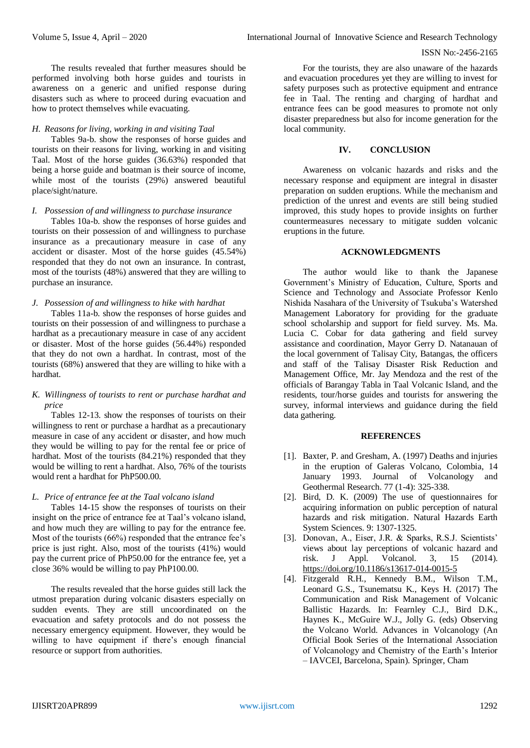The results revealed that further measures should be performed involving both horse guides and tourists in awareness on a generic and unified response during disasters such as where to proceed during evacuation and how to protect themselves while evacuating.

### *H. Reasons for living, working in and visiting Taal*

Tables 9a-b. show the responses of horse guides and tourists on their reasons for living, working in and visiting Taal. Most of the horse guides (36.63%) responded that being a horse guide and boatman is their source of income, while most of the tourists (29%) answered beautiful place/sight/nature.

### *I. Possession of and willingness to purchase insurance*

Tables 10a-b. show the responses of horse guides and tourists on their possession of and willingness to purchase insurance as a precautionary measure in case of any accident or disaster. Most of the horse guides (45.54%) responded that they do not own an insurance. In contrast, most of the tourists (48%) answered that they are willing to purchase an insurance.

### *J. Possession of and willingness to hike with hardhat*

Tables 11a-b. show the responses of horse guides and tourists on their possession of and willingness to purchase a hardhat as a precautionary measure in case of any accident or disaster. Most of the horse guides (56.44%) responded that they do not own a hardhat. In contrast, most of the tourists (68%) answered that they are willing to hike with a hardhat.

### *K. Willingness of tourists to rent or purchase hardhat and price*

Tables 12-13. show the responses of tourists on their willingness to rent or purchase a hardhat as a precautionary measure in case of any accident or disaster, and how much they would be willing to pay for the rental fee or price of hardhat. Most of the tourists (84.21%) responded that they would be willing to rent a hardhat. Also, 76% of the tourists would rent a hardhat for PhP500.00.

### *L. Price of entrance fee at the Taal volcano island*

Tables 14-15 show the responses of tourists on their insight on the price of entrance fee at Taal's volcano island, and how much they are willing to pay for the entrance fee. Most of the tourists (66%) responded that the entrance fee's price is just right. Also, most of the tourists (41%) would pay the current price of PhP50.00 for the entrance fee, yet a close 36% would be willing to pay PhP100.00.

The results revealed that the horse guides still lack the utmost preparation during volcanic disasters especially on sudden events. They are still uncoordinated on the evacuation and safety protocols and do not possess the necessary emergency equipment. However, they would be willing to have equipment if there's enough financial resource or support from authorities.

For the tourists, they are also unaware of the hazards and evacuation procedures yet they are willing to invest for safety purposes such as protective equipment and entrance fee in Taal. The renting and charging of hardhat and entrance fees can be good measures to promote not only disaster preparedness but also for income generation for the local community.

## IV. CONCLUSION

Awareness on volcanic hazards and risks and the necessary response and equipment are integral in disaster preparation on sudden eruptions. While the mechanism and prediction of the unrest and events are still being studied improved, this study hopes to provide insights on further countermeasures necessary to mitigate sudden volcanic eruptions in the future.

## ACKNOWLEDGMENTS

The author would like to thank the Japanese Government's Ministry of Education, Culture, Sports and Science and Technology and Associate Professor Kenlo Nishida Nasahara of the University of Tsukuba's Watershed Management Laboratory for providing for the graduate school scholarship and support for field survey. Ms. Ma. Lucia C. Cobar for data gathering and field survey assistance and coordination, Mayor Gerry D. Natanauan of the local government of Talisay City, Batangas, the officers and staff of the Talisay Disaster Risk Reduction and Management Office, Mr. Jay Mendoza and the rest of the officials of Barangay Tabla in Taal Volcanic Island, and the residents, tour/horse guides and tourists for answering the survey, informal interviews and guidance during the field data gathering.

## REFERENCES

[1]. Baxter, P. and Gresham, A. (1997) Deaths and injuries in the eruption of Galeras Volcano, Colombia, 14 January 1993. Journal of Volcanology and Geothermal Research. 77 (1-4): 325-338.

[2]. Bird, D. K. (2009) The use of questionnaires for acquiring information on public perception of natural hazards and risk mitigation. Natural Hazards Earth System Sciences. 9: 1307-1325.

[3]. Donovan, A., Eiser, J.R. & Sparks, R.S.J. Scientists' views about lay perceptions of volcanic hazard and risk. J Appl. Volcanol. 3, 15 (2014). https://doi.org/10.1186/s13617-014-0015-5

[4]. Fitzgerald R.H., Kennedy B.M., Wilson T.M., Leonard G.S., Tsunematsu K., Keys H. (2017) The Communication and Risk Management of Volcanic Ballistic Hazards. In: Fearnley C.J., Bird D.K., Haynes K., McGuire W.J., Jolly G. (eds) Observing the Volcano World. Advances in Volcanology (An Official Book Series of the International Association of Volcanology and Chemistry of the Earth's Interior – IAVCEI, Barcelona, Spain). Springer, Cham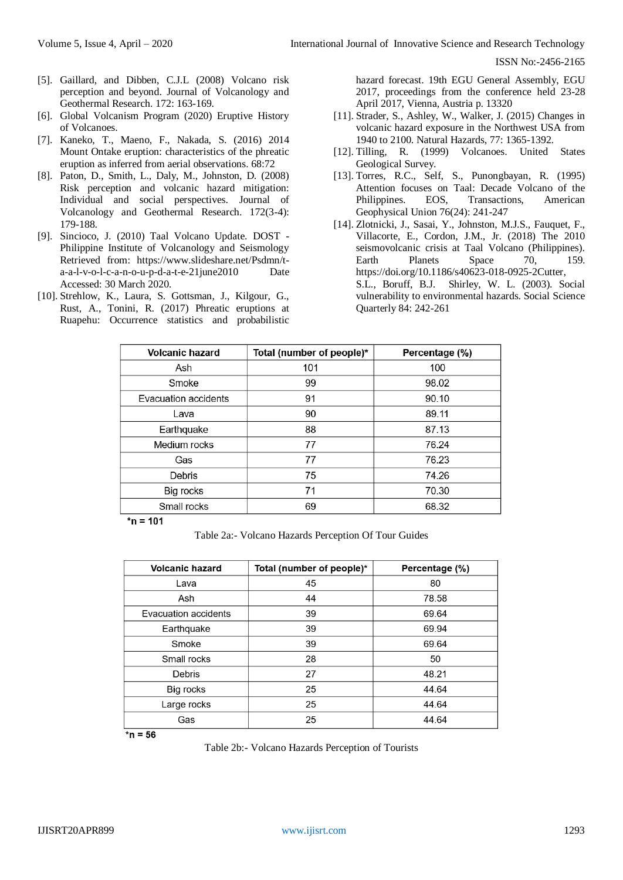[5]. Gaillard, and Dibben, C.J.L (2008) Volcano risk perception and beyond. Journal of Volcanology and Geothermal Research. 172: 163-169.

[6]. Global Volcanism Program (2020) Eruptive History of Volcanoes.

[7]. Kaneko, T., Maeno, F., Nakada, S. (2016) 2014 Mount Ontake eruption: characteristics of the phreatic eruption as inferred from aerial observations. 68:72

[8]. Paton, D., Smith, L., Daly, M., Johnston, D. (2008) Risk perception and volcanic hazard mitigation: Individual and social perspectives. Journal of Volcanology and Geothermal Research. 172(3-4): 179-188.

[9]. Sincioco, J. (2010) Taal Volcano Update. DOST - Philippine Institute of Volcanology and Seismology Retrieved from: https://www.slideshare.net/Psdmn/t-a-a-l-v-o-l-c-a-n-o-u-p-d-a-t-e-21june2010 Date Accessed: 30 March 2020.

[10]. Strehlow, K., Laura, S. Gottsman, J., Kilgour, G., Rust, A., Tonini, R. (2017) Phreatic eruptions at Ruapehu: Occurrence statistics and probabilistic hazard forecast. 19th EGU General Assembly, EGU 2017, proceedings from the conference held 23-28 April 2017, Vienna, Austria p. 13320

[11]. Strader, S., Ashley, W., Walker, J. (2015) Changes in volcanic hazard exposure in the Northwest USA from 1940 to 2100. Natural Hazards, 77: 1365-1392.

[12]. Tilling, R. (1999) Volcanoes. United States Geological Survey.

[13]. Torres, R.C., Self, S., Punongbayan, R. (1995) Attention focuses on Taal: Decade Volcano of the Philippines. EOS, Transactions, American Geophysical Union 76(24): 241-247

[14]. Zlotnicki, J., Sasai, Y., Johnston, M.J.S., Fauquet, F., Villacorte, E., Cordon, J.M., Jr. (2018) The 2010 seismovolcanic crisis at Taal Volcano (Philippines). Earth Planets Space 70, 159. https://doi.org/10.1186/s40623-018-0925-2Cutter, S.L., Boruff, B.J. Shirley, W. L. (2003). Social vulnerability to environmental hazards. Social Science Quarterly 84: 242-261

| Volcanic hazard | Total (number of people)* | Percentage (%) |
|---|---|---|
| Ash | 101 | 100 |
| Smoke | 99 | 98.02 |
| Evacuation accidents | 91 | 90.10 |
| Lava | 90 | 89.11 |
| Earthquake | 88 | 87.13 |
| Medium rocks | 77 | 76.24 |
| Gas | 77 | 76.23 |
| Debris | 75 | 74.26 |
| Big rocks | 71 | 70.30 |
| Small rocks | 69 | 68.32 |

**\*n = 101**

Table 2a:- Volcano Hazards Perception Of Tour Guides

| Volcanic hazard | Total (number of people)* | Percentage (%) |
|---|---|---|
| Lava | 45 | 80 |
| Ash | 44 | 78.58 |
| Evacuation accidents | 39 | 69.64 |
| Earthquake | 39 | 69.94 |
| Smoke | 39 | 69.64 |
| Small rocks | 28 | 50 |
| Debris | 27 | 48.21 |
| Big rocks | 25 | 44.64 |
| Large rocks | 25 | 44.64 |
| Gas | 25 | 44.64 |

**\*n = 56**

Table 2b:- Volcano Hazards Perception of Tourists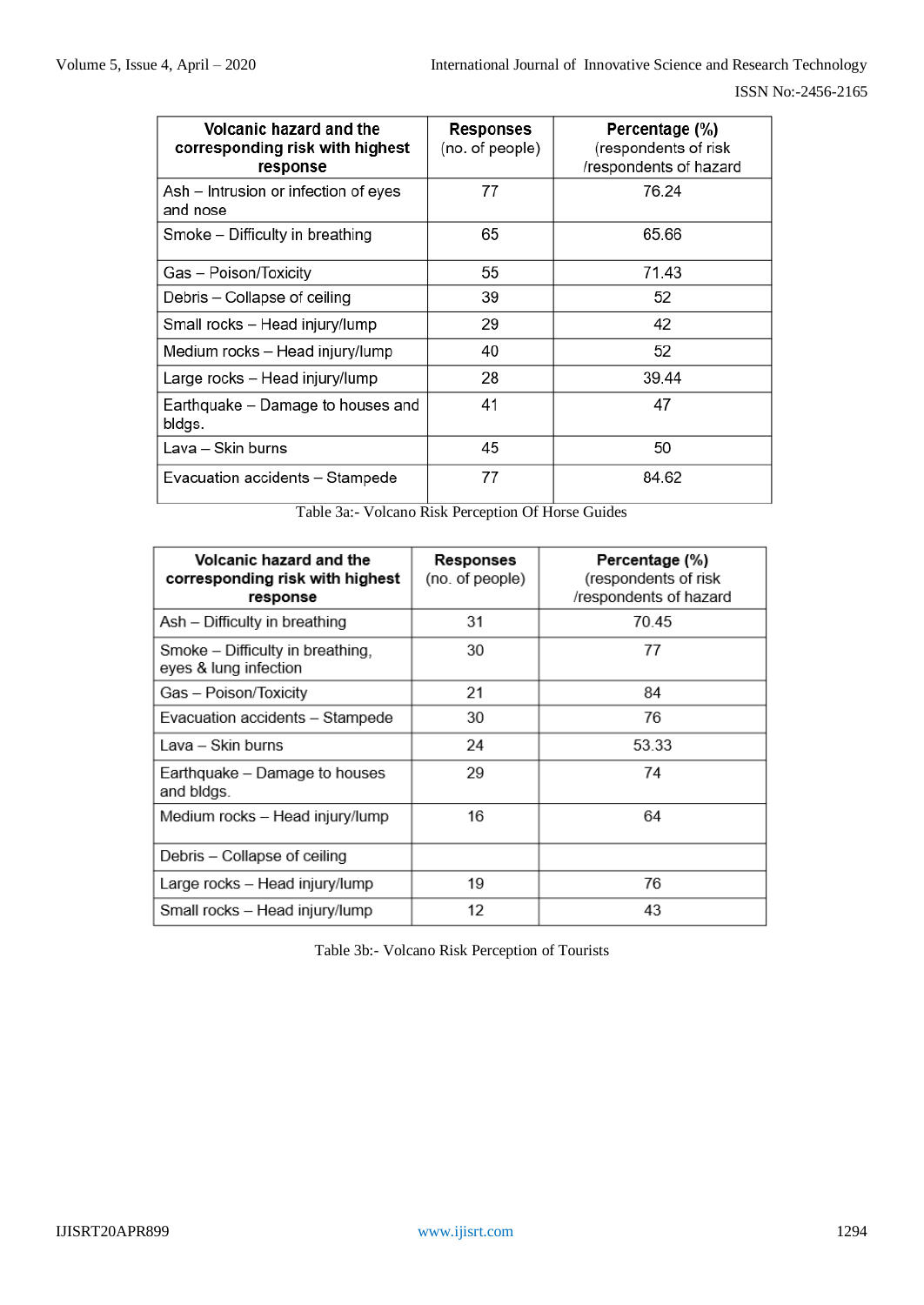| Volcanic hazard and the corresponding risk with highest response | Responses (no. of people) | Percentage (%) (respondents of risk /respondents of hazard |
|---|---|---|
| Ash – Intrusion or infection of eyes and nose | 77 | 76.24 |
| Smoke – Difficulty in breathing | 65 | 65.66 |
| Gas – Poison/Toxicity | 55 | 71.43 |
| Debris – Collapse of ceiling | 39 | 52 |
| Small rocks – Head injury/lump | 29 | 42 |
| Medium rocks – Head injury/lump | 40 | 52 |
| Large rocks – Head injury/lump | 28 | 39.44 |
| Earthquake – Damage to houses and bldgs. | 41 | 47 |
| Lava – Skin burns | 45 | 50 |
| Evacuation accidents – Stampede | 77 | 84.62 |

Table 3a:- Volcano Risk Perception Of Horse Guides

| Volcanic hazard and the corresponding risk with highest response | Responses (no. of people) | Percentage (%) (respondents of risk /respondents of hazard |
|---|---|---|
| Ash – Difficulty in breathing | 31 | 70.45 |
| Smoke – Difficulty in breathing, eyes & lung infection | 30 | 77 |
| Gas – Poison/Toxicity | 21 | 84 |
| Evacuation accidents – Stampede | 30 | 76 |
| Lava – Skin burns | 24 | 53.33 |
| Earthquake – Damage to houses and bldgs. | 29 | 74 |
| Medium rocks – Head injury/lump | 16 | 64 |
| Debris – Collapse of ceiling | | |
| Large rocks – Head injury/lump | 19 | 76 |
| Small rocks – Head injury/lump | 12 | 43 |

Table 3b:- Volcano Risk Perception of Tourists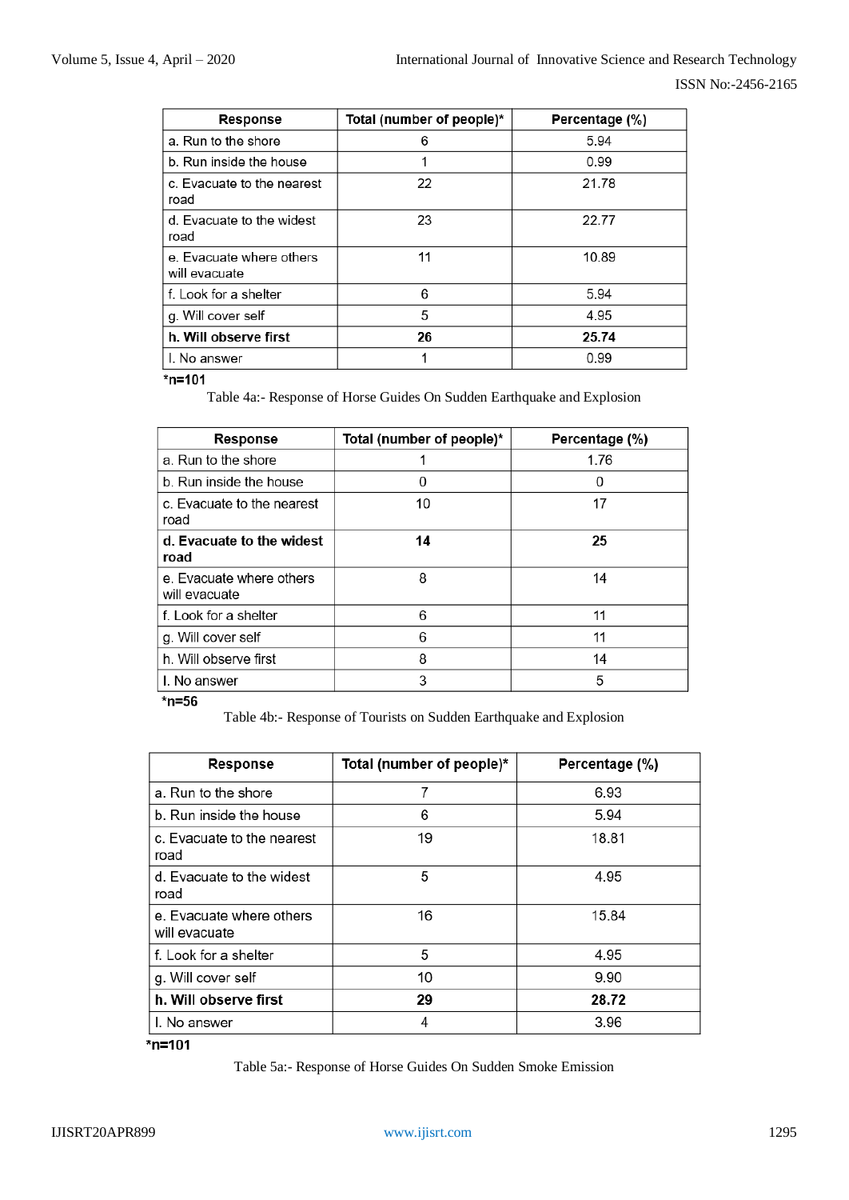| Response | Total (number of people)* | Percentage (%) |
|---|---|---|
| a. Run to the shore | 6 | 5.94 |
| b. Run inside the house | 1 | 0.99 |
| c. Evacuate to the nearest road | 22 | 21.78 |
| d. Evacuate to the widest road | 23 | 22.77 |
| e. Evacuate where others will evacuate | 11 | 10.89 |
| f. Look for a shelter | 6 | 5.94 |
| g. Will cover self | 5 | 4.95 |
| **h. Will observe first** | **26** | **25.74** |
| I. No answer | 1 | 0.99 |

*n=101

Table 4a:- Response of Horse Guides On Sudden Earthquake and Explosion

| Response | Total (number of people)* | Percentage (%) |
|---|---|---|
| a. Run to the shore | 1 | 1.76 |
| b. Run inside the house | 0 | 0 |
| c. Evacuate to the nearest road | 10 | 17 |
| **d. Evacuate to the widest road** | **14** | **25** |
| e. Evacuate where others will evacuate | 8 | 14 |
| f. Look for a shelter | 6 | 11 |
| g. Will cover self | 6 | 11 |
| h. Will observe first | 8 | 14 |
| I. No answer | 3 | 5 |

*n=56

Table 4b:- Response of Tourists on Sudden Earthquake and Explosion

| Response | Total (number of people)* | Percentage (%) |
|---|---|---|
| a. Run to the shore | 7 | 6.93 |
| b. Run inside the house | 6 | 5.94 |
| c. Evacuate to the nearest road | 19 | 18.81 |
| d. Evacuate to the widest road | 5 | 4.95 |
| e. Evacuate where others will evacuate | 16 | 15.84 |
| f. Look for a shelter | 5 | 4.95 |
| g. Will cover self | 10 | 9.90 |
| **h. Will observe first** | **29** | **28.72** |
| I. No answer | 4 | 3.96 |

*n=101

Table 5a:- Response of Horse Guides On Sudden Smoke Emission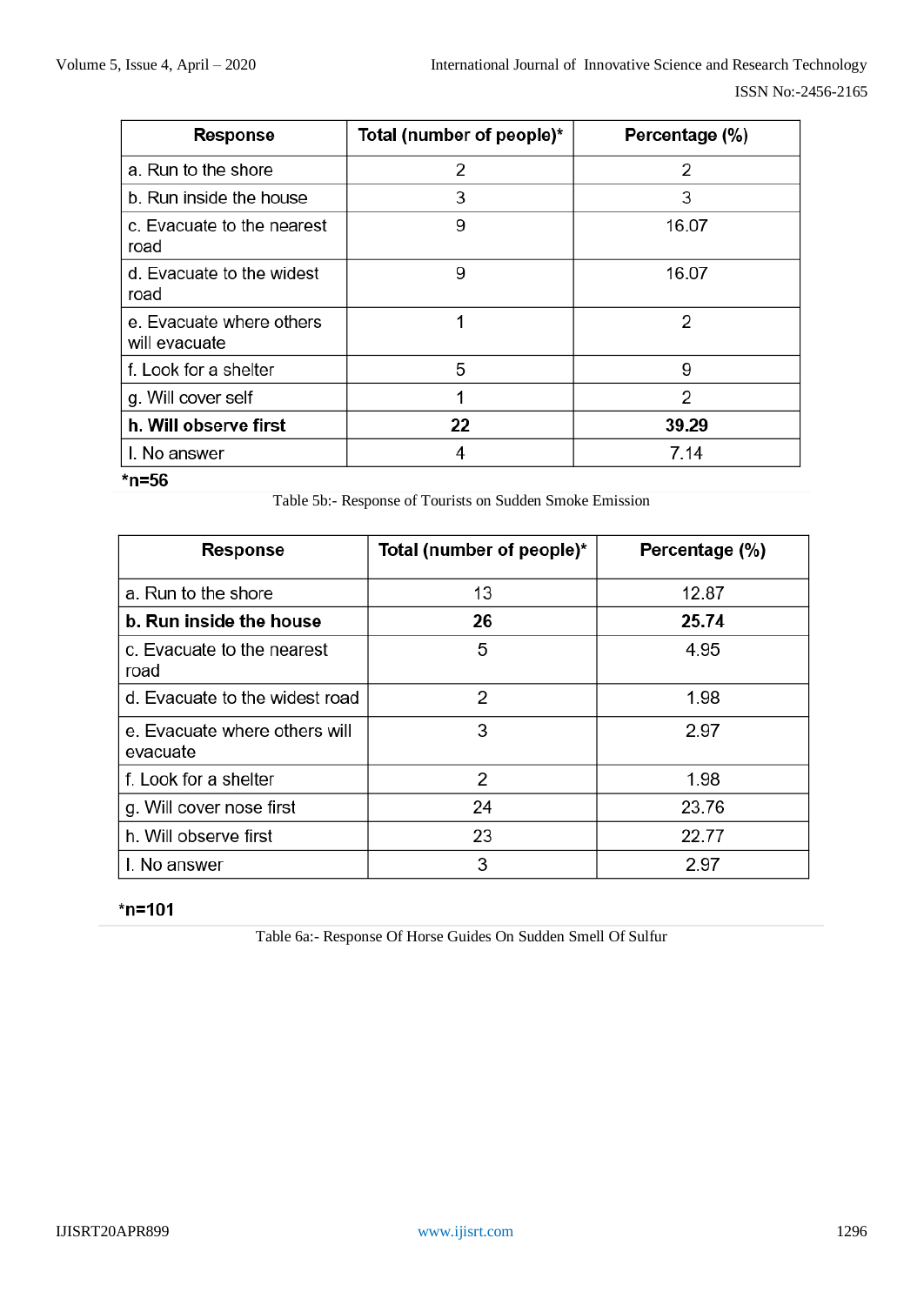| Response | Total (number of people)* | Percentage (%) |
|---|---|---|
| a. Run to the shore | 2 | 2 |
| b. Run inside the house | 3 | 3 |
| c. Evacuate to the nearest road | 9 | 16.07 |
| d. Evacuate to the widest road | 9 | 16.07 |
| e. Evacuate where others will evacuate | 1 | 2 |
| f. Look for a shelter | 5 | 9 |
| g. Will cover self | 1 | 2 |
| **h. Will observe first** | **22** | **39.29** |
| I. No answer | 4 | 7.14 |

***n=56**

Table 5b:- Response of Tourists on Sudden Smoke Emission

| Response | Total (number of people)* | Percentage (%) |
|---|---|---|
| a. Run to the shore | 13 | 12.87 |
| **b. Run inside the house** | **26** | **25.74** |
| c. Evacuate to the nearest road | 5 | 4.95 |
| d. Evacuate to the widest road | 2 | 1.98 |
| e. Evacuate where others will evacuate | 3 | 2.97 |
| f. Look for a shelter | 2 | 1.98 |
| g. Will cover nose first | 24 | 23.76 |
| h. Will observe first | 23 | 22.77 |
| I. No answer | 3 | 2.97 |

***n=101**

Table 6a:- Response Of Horse Guides On Sudden Smell Of Sulfur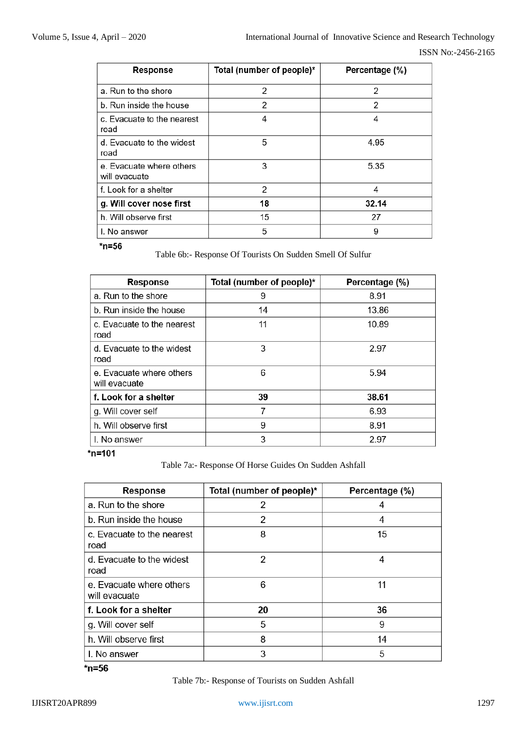| Response | Total (number of people)* | Percentage (%) |
|---|---|---|
| a. Run to the shore | 2 | 2 |
| b. Run inside the house | 2 | 2 |
| c. Evacuate to the nearest road | 4 | 4 |
| d. Evacuate to the widest road | 5 | 4.95 |
| e. Evacuate where others will evacuate | 3 | 5.35 |
| f. Look for a shelter | 2 | 4 |
| **g. Will cover nose first** | **18** | **32.14** |
| h. Will observe first | 15 | 27 |
| I. No answer | 5 | 9 |

**\*n=56**

Table 6b:- Response Of Tourists On Sudden Smell Of Sulfur

| Response | Total (number of people)* | Percentage (%) |
|---|---|---|
| a. Run to the shore | 9 | 8.91 |
| b. Run inside the house | 14 | 13.86 |
| c. Evacuate to the nearest road | 11 | 10.89 |
| d. Evacuate to the widest road | 3 | 2.97 |
| e. Evacuate where others will evacuate | 6 | 5.94 |
| **f. Look for a shelter** | **39** | **38.61** |
| g. Will cover self | 7 | 6.93 |
| h. Will observe first | 9 | 8.91 |
| I. No answer | 3 | 2.97 |

**\*n=101**

Table 7a:- Response Of Horse Guides On Sudden Ashfall

| Response | Total (number of people)* | Percentage (%) |
|---|---|---|
| a. Run to the shore | 2 | 4 |
| b. Run inside the house | 2 | 4 |
| c. Evacuate to the nearest road | 8 | 15 |
| d. Evacuate to the widest road | 2 | 4 |
| e. Evacuate where others will evacuate | 6 | 11 |
| **f. Look for a shelter** | **20** | **36** |
| g. Will cover self | 5 | 9 |
| h. Will observe first | 8 | 14 |
| I. No answer | 3 | 5 |

**\*n=56**

Table 7b:- Response of Tourists on Sudden Ashfall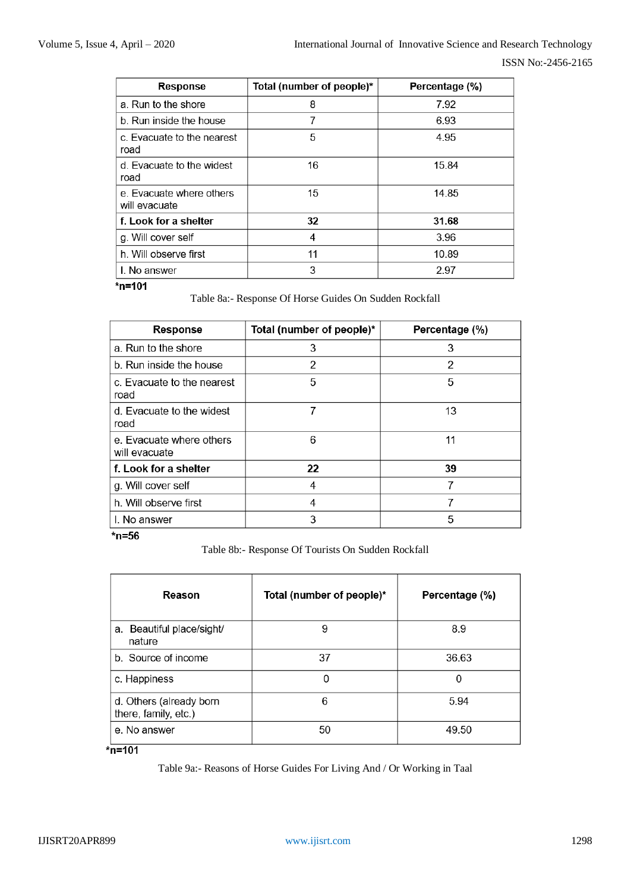| Response | Total (number of people)* | Percentage (%) |
|---|---|---|
| a. Run to the shore | 8 | 7.92 |
| b. Run inside the house | 7 | 6.93 |
| c. Evacuate to the nearest road | 5 | 4.95 |
| d. Evacuate to the widest road | 16 | 15.84 |
| e. Evacuate where others will evacuate | 15 | 14.85 |
| **f. Look for a shelter** | **32** | **31.68** |
| g. Will cover self | 4 | 3.96 |
| h. Will observe first | 11 | 10.89 |
| I. No answer | 3 | 2.97 |

**\*n=101**

Table 8a:- Response Of Horse Guides On Sudden Rockfall

| Response | Total (number of people)* | Percentage (%) |
|---|---|---|
| a. Run to the shore | 3 | 3 |
| b. Run inside the house | 2 | 2 |
| c. Evacuate to the nearest road | 5 | 5 |
| d. Evacuate to the widest road | 7 | 13 |
| e. Evacuate where others will evacuate | 6 | 11 |
| **f. Look for a shelter** | **22** | **39** |
| g. Will cover self | 4 | 7 |
| h. Will observe first | 4 | 7 |
| I. No answer | 3 | 5 |

**\*n=56**

Table 8b:- Response Of Tourists On Sudden Rockfall

| Reason | Total (number of people)* | Percentage (%) |
|---|---|---|
| a. Beautiful place/sight/ nature | 9 | 8.9 |
| b. Source of income | 37 | 36.63 |
| c. Happiness | 0 | 0 |
| d. Others (already born there, family, etc.) | 6 | 5.94 |
| e. No answer | 50 | 49.50 |

**\*n=101**

Table 9a:- Reasons of Horse Guides For Living And / Or Working in Taal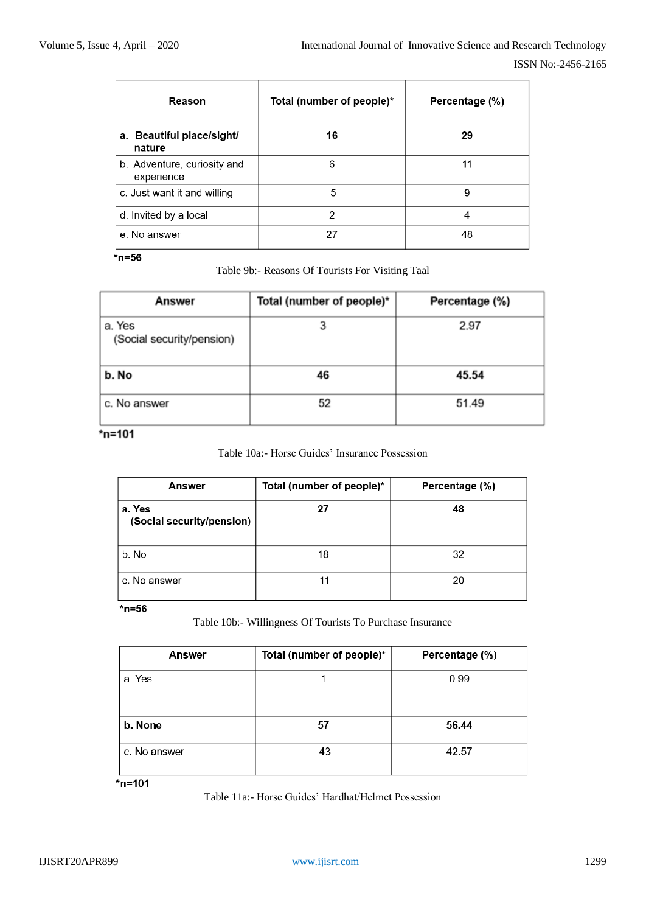| Reason | Total (number of people)* | Percentage (%) |
|---|---|---|
| **a. Beautiful place/sight/ nature** | **16** | **29** |
| b. Adventure, curiosity and experience | 6 | 11 |
| c. Just want it and willing | 5 | 9 |
| d. Invited by a local | 2 | 4 |
| e. No answer | 27 | 48 |

**\*n=56**

Table 9b:- Reasons Of Tourists For Visiting Taal

| Answer | Total (number of people)* | Percentage (%) |
|---|---|---|
| a. Yes (Social security/pension) | 3 | 2.97 |
| **b. No** | **46** | **45.54** |
| c. No answer | 52 | 51.49 |

**\*n=101**

Table 10a:- Horse Guides' Insurance Possession

| Answer | Total (number of people)* | Percentage (%) |
|---|---|---|
| **a. Yes (Social security/pension)** | **27** | **48** |
| b. No | 18 | 32 |
| c. No answer | 11 | 20 |

**\*n=56**

Table 10b:- Willingness Of Tourists To Purchase Insurance

| Answer | Total (number of people)* | Percentage (%) |
|---|---|---|
| a. Yes | 1 | 0.99 |
| **b. None** | **57** | **56.44** |
| c. No answer | 43 | 42.57 |

**\*n=101**

Table 11a:- Horse Guides' Hardhat/Helmet Possession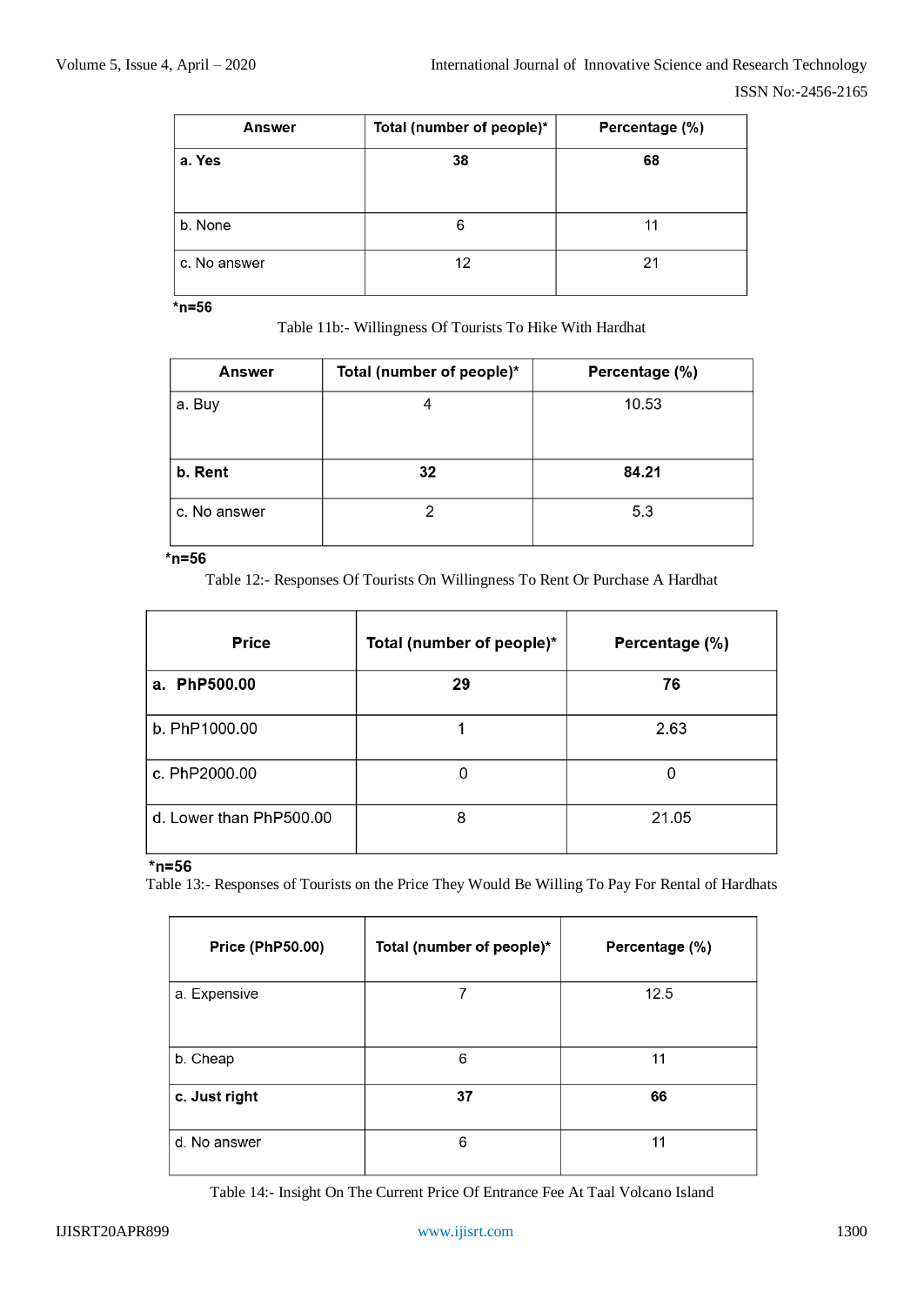| Answer | Total (number of people)* | Percentage (%) |
|---|---|---|
| **a. Yes** | **38** | **68** |
| b. None | 6 | 11 |
| c. No answer | 12 | 21 |

***n=56**

Table 11b:- Willingness Of Tourists To Hike With Hardhat

| Answer | Total (number of people)* | Percentage (%) |
|---|---|---|
| a. Buy | 4 | 10.53 |
| **b. Rent** | **32** | **84.21** |
| c. No answer | 2 | 5.3 |

***n=56**

Table 12:- Responses Of Tourists On Willingness To Rent Or Purchase A Hardhat

| Price | Total (number of people)* | Percentage (%) |
|---|---|---|
| **a. PhP500.00** | **29** | **76** |
| b. PhP1000.00 | 1 | 2.63 |
| c. PhP2000.00 | 0 | 0 |
| d. Lower than PhP500.00 | 8 | 21.05 |

***n=56**

Table 13:- Responses of Tourists on the Price They Would Be Willing To Pay For Rental of Hardhats

| Price (PhP50.00) | Total (number of people)* | Percentage (%) |
|---|---|---|
| a. Expensive | 7 | 12.5 |
| b. Cheap | 6 | 11 |
| **c. Just right** | **37** | **66** |
| d. No answer | 6 | 11 |

Table 14:- Insight On The Current Price Of Entrance Fee At Taal Volcano Island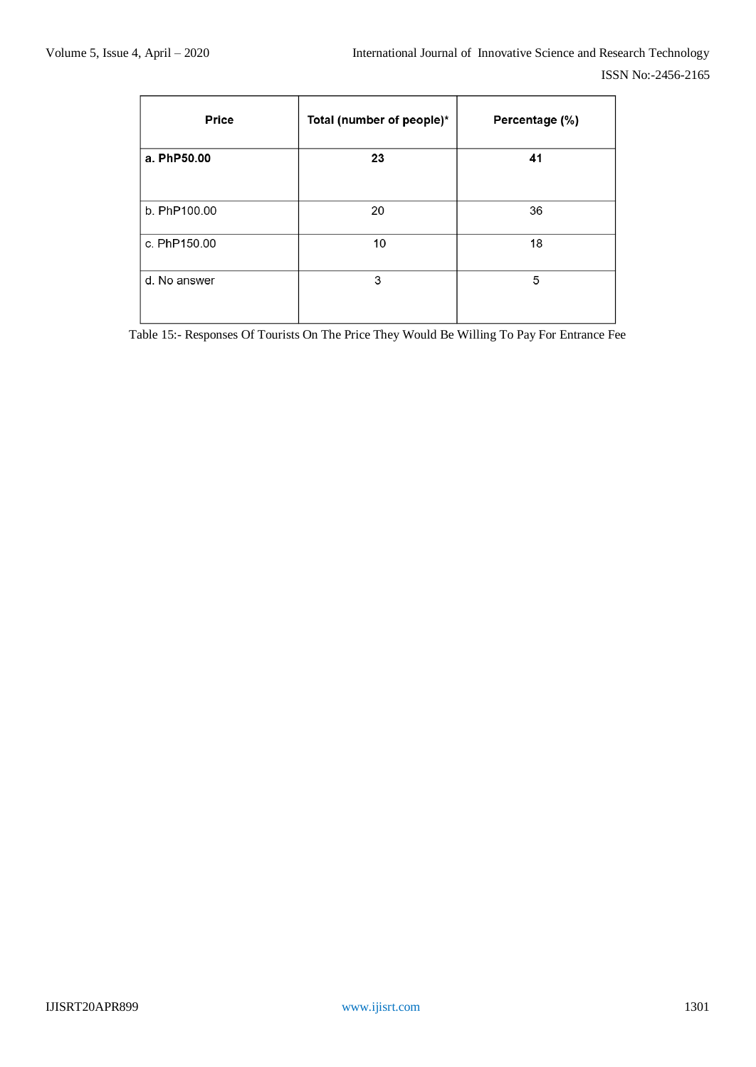| Price | Total (number of people)* | Percentage (%) |
|---|---|---|
| **a. PhP50.00** | **23** | **41** |
| b. PhP100.00 | 20 | 36 |
| c. PhP150.00 | 10 | 18 |
| d. No answer | 3 | 5 |

Table 15:- Responses Of Tourists On The Price They Would Be Willing To Pay For Entrance Fee